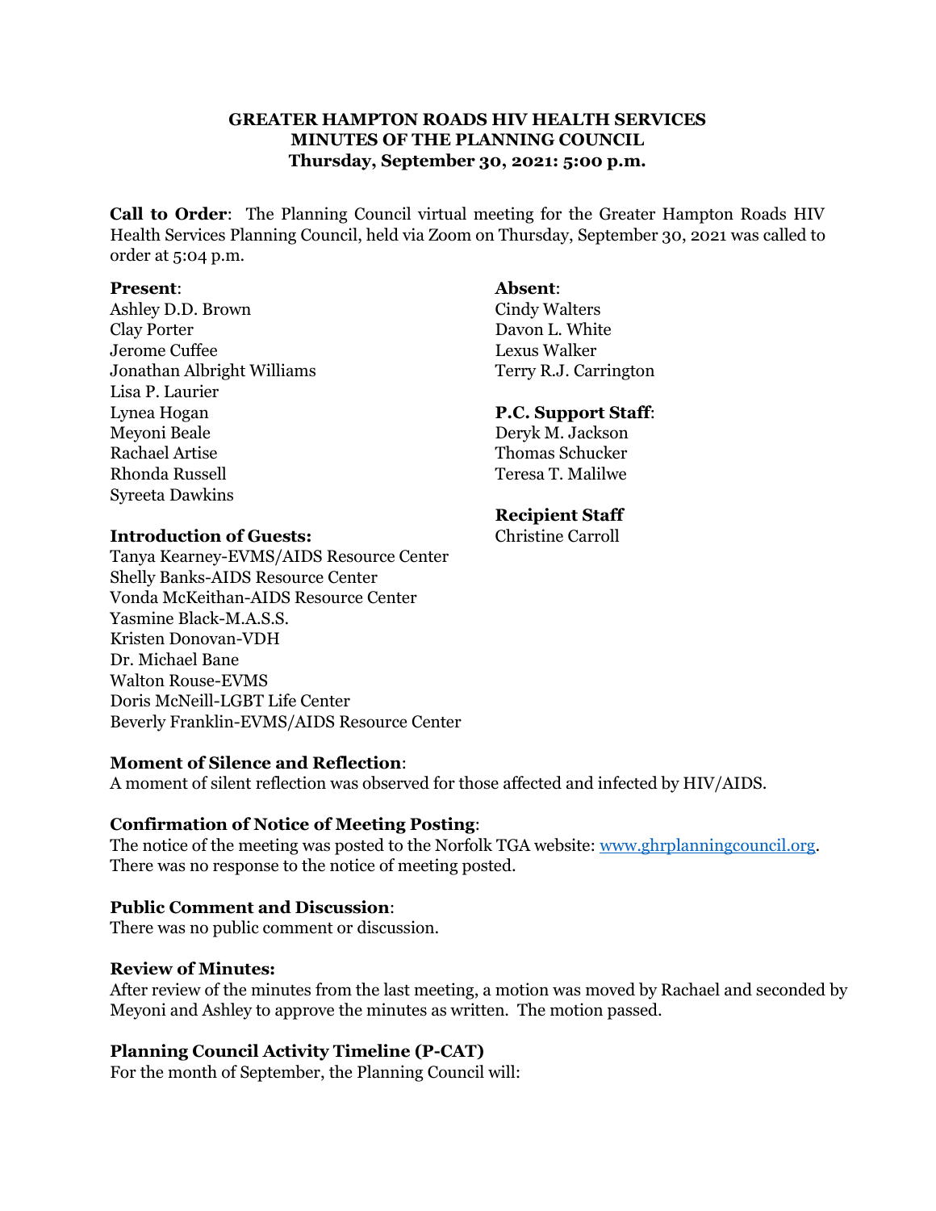**GREATER HAMPTON ROADS HIV HEALTH SERVICES**
**MINUTES OF THE PLANNING COUNCIL**
**Thursday, September 30, 2021: 5:00 p.m.**

**Call to Order**: The Planning Council virtual meeting for the Greater Hampton Roads HIV Health Services Planning Council, held via Zoom on Thursday, September 30, 2021 was called to order at 5:04 p.m.

**Present**:
Ashley D.D. Brown
Clay Porter
Jerome Cuffee
Jonathan Albright Williams
Lisa P. Laurier
Lynea Hogan
Meyoni Beale
Rachael Artise
Rhonda Russell
Syreeta Dawkins

**Absent**:
Cindy Walters
Davon L. White
Lexus Walker
Terry R.J. Carrington

**P.C. Support Staff**:
Deryk M. Jackson
Thomas Schucker
Teresa T. Malilwe

**Recipient Staff**
Christine Carroll

**Introduction of Guests:**
Tanya Kearney-EVMS/AIDS Resource Center
Shelly Banks-AIDS Resource Center
Vonda McKeithan-AIDS Resource Center
Yasmine Black-M.A.S.S.
Kristen Donovan-VDH
Dr. Michael Bane
Walton Rouse-EVMS
Doris McNeill-LGBT Life Center
Beverly Franklin-EVMS/AIDS Resource Center

**Moment of Silence and Reflection**:
A moment of silent reflection was observed for those affected and infected by HIV/AIDS.

**Confirmation of Notice of Meeting Posting**:
The notice of the meeting was posted to the Norfolk TGA website: www.ghrplanningcouncil.org. There was no response to the notice of meeting posted.

**Public Comment and Discussion**:
There was no public comment or discussion.

**Review of Minutes:**
After review of the minutes from the last meeting, a motion was moved by Rachael and seconded by Meyoni and Ashley to approve the minutes as written. The motion passed.

**Planning Council Activity Timeline (P-CAT)**
For the month of September, the Planning Council will: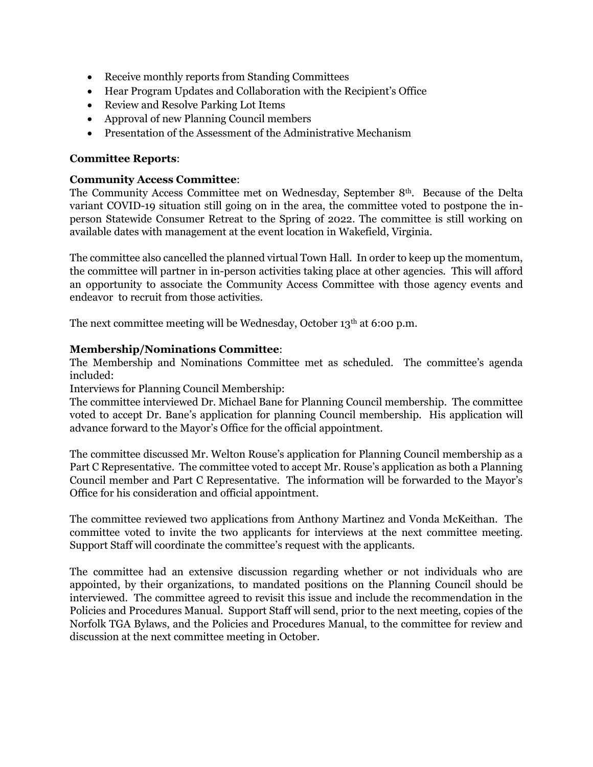- Receive monthly reports from Standing Committees
- Hear Program Updates and Collaboration with the Recipient's Office
- Review and Resolve Parking Lot Items
- Approval of new Planning Council members
- Presentation of the Assessment of the Administrative Mechanism

**Committee Reports**:

**Community Access Committee**:

The Community Access Committee met on Wednesday, September 8th. Because of the Delta variant COVID-19 situation still going on in the area, the committee voted to postpone the in-person Statewide Consumer Retreat to the Spring of 2022. The committee is still working on available dates with management at the event location in Wakefield, Virginia.

The committee also cancelled the planned virtual Town Hall. In order to keep up the momentum, the committee will partner in in-person activities taking place at other agencies. This will afford an opportunity to associate the Community Access Committee with those agency events and endeavor to recruit from those activities.

The next committee meeting will be Wednesday, October 13th at 6:00 p.m.

**Membership/Nominations Committee**:

The Membership and Nominations Committee met as scheduled. The committee's agenda included:

Interviews for Planning Council Membership:

The committee interviewed Dr. Michael Bane for Planning Council membership. The committee voted to accept Dr. Bane's application for planning Council membership. His application will advance forward to the Mayor's Office for the official appointment.

The committee discussed Mr. Welton Rouse's application for Planning Council membership as a Part C Representative. The committee voted to accept Mr. Rouse's application as both a Planning Council member and Part C Representative. The information will be forwarded to the Mayor's Office for his consideration and official appointment.

The committee reviewed two applications from Anthony Martinez and Vonda McKeithan. The committee voted to invite the two applicants for interviews at the next committee meeting. Support Staff will coordinate the committee's request with the applicants.

The committee had an extensive discussion regarding whether or not individuals who are appointed, by their organizations, to mandated positions on the Planning Council should be interviewed. The committee agreed to revisit this issue and include the recommendation in the Policies and Procedures Manual. Support Staff will send, prior to the next meeting, copies of the Norfolk TGA Bylaws, and the Policies and Procedures Manual, to the committee for review and discussion at the next committee meeting in October.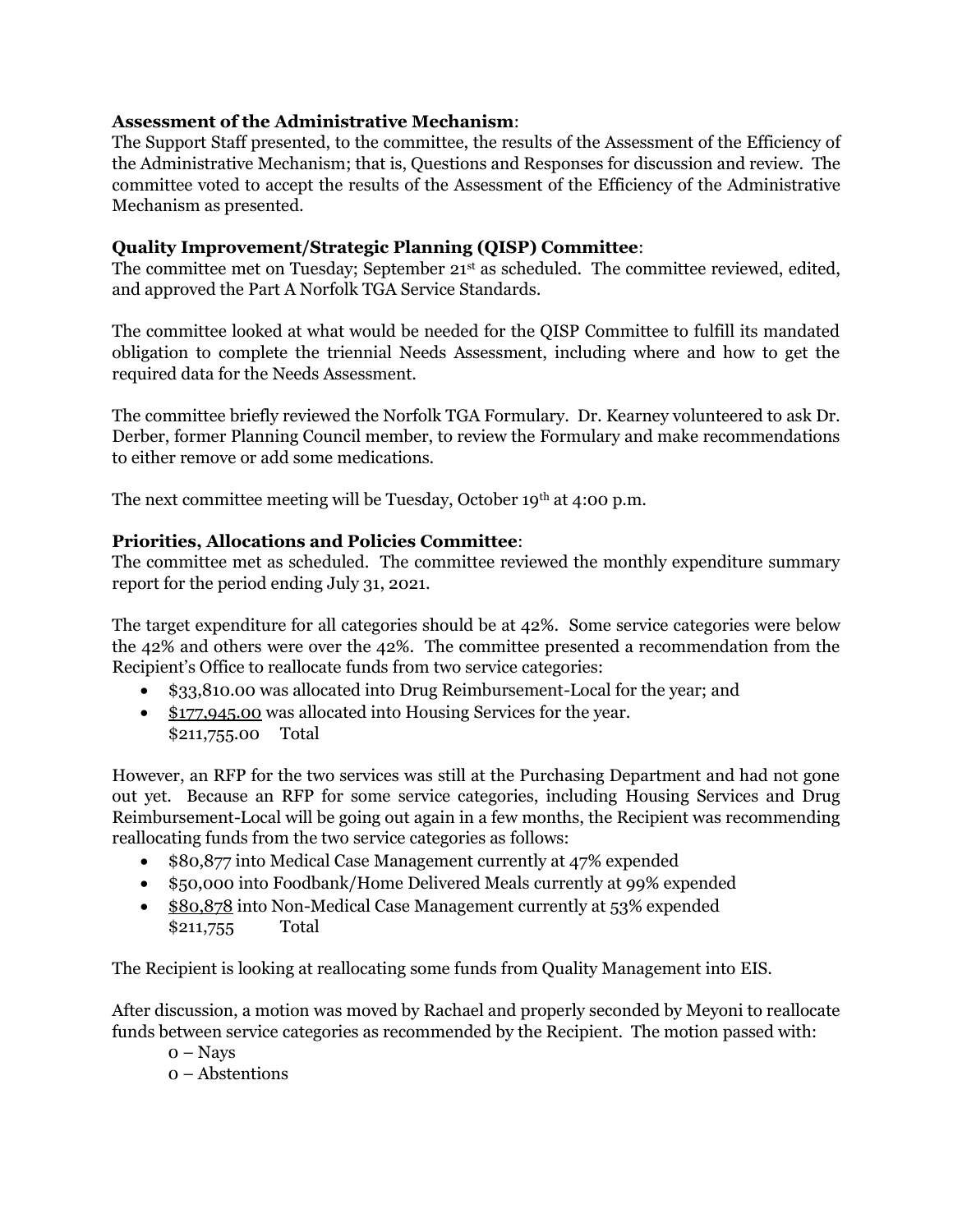**Assessment of the Administrative Mechanism**:
The Support Staff presented, to the committee, the results of the Assessment of the Efficiency of the Administrative Mechanism; that is, Questions and Responses for discussion and review. The committee voted to accept the results of the Assessment of the Efficiency of the Administrative Mechanism as presented.

**Quality Improvement/Strategic Planning (QISP) Committee**:
The committee met on Tuesday; September 21st as scheduled. The committee reviewed, edited, and approved the Part A Norfolk TGA Service Standards.

The committee looked at what would be needed for the QISP Committee to fulfill its mandated obligation to complete the triennial Needs Assessment, including where and how to get the required data for the Needs Assessment.

The committee briefly reviewed the Norfolk TGA Formulary. Dr. Kearney volunteered to ask Dr. Derber, former Planning Council member, to review the Formulary and make recommendations to either remove or add some medications.

The next committee meeting will be Tuesday, October 19th at 4:00 p.m.

**Priorities, Allocations and Policies Committee**:
The committee met as scheduled. The committee reviewed the monthly expenditure summary report for the period ending July 31, 2021.

The target expenditure for all categories should be at 42%. Some service categories were below the 42% and others were over the 42%. The committee presented a recommendation from the Recipient's Office to reallocate funds from two service categories:

- $33,810.00 was allocated into Drug Reimbursement-Local for the year; and
- $177,945.00 was allocated into Housing Services for the year.
  $211,755.00 Total

However, an RFP for the two services was still at the Purchasing Department and had not gone out yet. Because an RFP for some service categories, including Housing Services and Drug Reimbursement-Local will be going out again in a few months, the Recipient was recommending reallocating funds from the two service categories as follows:

- $80,877 into Medical Case Management currently at 47% expended
- $50,000 into Foodbank/Home Delivered Meals currently at 99% expended
- $80,878 into Non-Medical Case Management currently at 53% expended
  $211,755 Total

The Recipient is looking at reallocating some funds from Quality Management into EIS.

After discussion, a motion was moved by Rachael and properly seconded by Meyoni to reallocate funds between service categories as recommended by the Recipient. The motion passed with:

0 – Nays
0 – Abstentions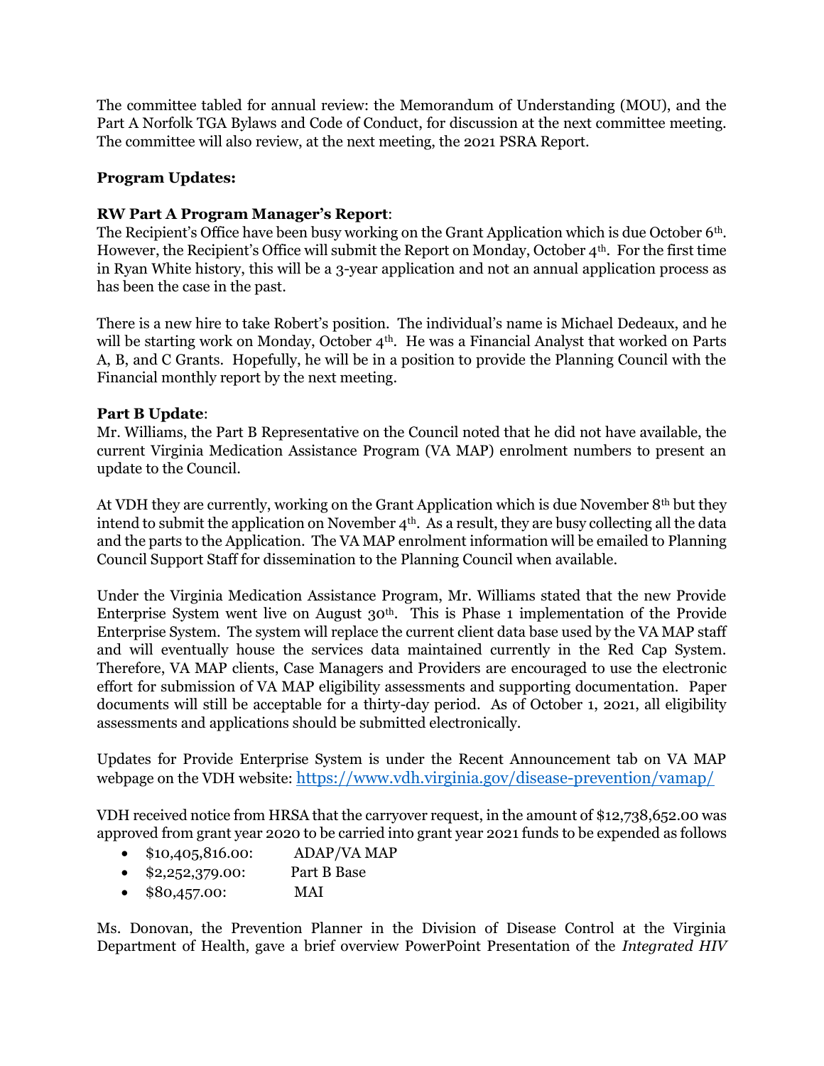The committee tabled for annual review: the Memorandum of Understanding (MOU), and the Part A Norfolk TGA Bylaws and Code of Conduct, for discussion at the next committee meeting. The committee will also review, at the next meeting, the 2021 PSRA Report.

**Program Updates:**

**RW Part A Program Manager's Report**:
The Recipient's Office have been busy working on the Grant Application which is due October 6th. However, the Recipient's Office will submit the Report on Monday, October 4th. For the first time in Ryan White history, this will be a 3-year application and not an annual application process as has been the case in the past.

There is a new hire to take Robert's position. The individual's name is Michael Dedeaux, and he will be starting work on Monday, October 4th. He was a Financial Analyst that worked on Parts A, B, and C Grants. Hopefully, he will be in a position to provide the Planning Council with the Financial monthly report by the next meeting.

**Part B Update**:
Mr. Williams, the Part B Representative on the Council noted that he did not have available, the current Virginia Medication Assistance Program (VA MAP) enrolment numbers to present an update to the Council.

At VDH they are currently, working on the Grant Application which is due November 8th but they intend to submit the application on November 4th. As a result, they are busy collecting all the data and the parts to the Application. The VA MAP enrolment information will be emailed to Planning Council Support Staff for dissemination to the Planning Council when available.

Under the Virginia Medication Assistance Program, Mr. Williams stated that the new Provide Enterprise System went live on August 30th. This is Phase 1 implementation of the Provide Enterprise System. The system will replace the current client data base used by the VA MAP staff and will eventually house the services data maintained currently in the Red Cap System. Therefore, VA MAP clients, Case Managers and Providers are encouraged to use the electronic effort for submission of VA MAP eligibility assessments and supporting documentation. Paper documents will still be acceptable for a thirty-day period. As of October 1, 2021, all eligibility assessments and applications should be submitted electronically.

Updates for Provide Enterprise System is under the Recent Announcement tab on VA MAP webpage on the VDH website: https://www.vdh.virginia.gov/disease-prevention/vamap/

VDH received notice from HRSA that the carryover request, in the amount of $12,738,652.00 was approved from grant year 2020 to be carried into grant year 2021 funds to be expended as follows

- $10,405,816.00: ADAP/VA MAP
- $2,252,379.00: Part B Base
- $80,457.00: MAI

Ms. Donovan, the Prevention Planner in the Division of Disease Control at the Virginia Department of Health, gave a brief overview PowerPoint Presentation of the *Integrated HIV*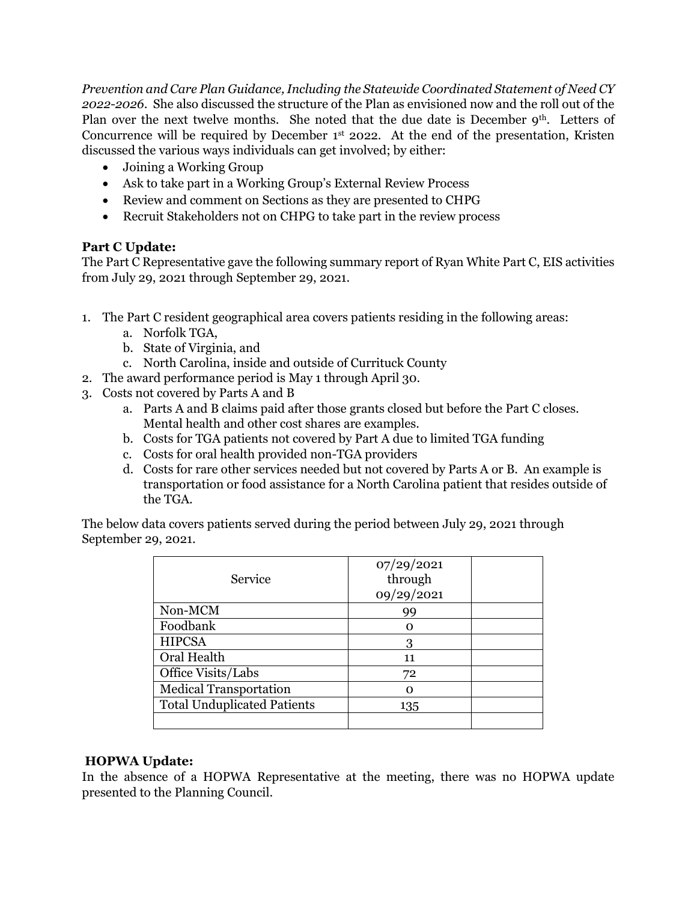*Prevention and Care Plan Guidance, Including the Statewide Coordinated Statement of Need CY 2022-2026*. She also discussed the structure of the Plan as envisioned now and the roll out of the Plan over the next twelve months. She noted that the due date is December 9th. Letters of Concurrence will be required by December 1st 2022. At the end of the presentation, Kristen discussed the various ways individuals can get involved; by either:

- Joining a Working Group
- Ask to take part in a Working Group's External Review Process
- Review and comment on Sections as they are presented to CHPG
- Recruit Stakeholders not on CHPG to take part in the review process

**Part C Update:**
The Part C Representative gave the following summary report of Ryan White Part C, EIS activities from July 29, 2021 through September 29, 2021.

1. The Part C resident geographical area covers patients residing in the following areas:
   a. Norfolk TGA,
   b. State of Virginia, and
   c. North Carolina, inside and outside of Currituck County
2. The award performance period is May 1 through April 30.
3. Costs not covered by Parts A and B
   a. Parts A and B claims paid after those grants closed but before the Part C closes. Mental health and other cost shares are examples.
   b. Costs for TGA patients not covered by Part A due to limited TGA funding
   c. Costs for oral health provided non-TGA providers
   d. Costs for rare other services needed but not covered by Parts A or B. An example is transportation or food assistance for a North Carolina patient that resides outside of the TGA.

The below data covers patients served during the period between July 29, 2021 through September 29, 2021.

| Service | 07/29/2021 through 09/29/2021 | |
|---|---|---|
| Non-MCM | 99 | |
| Foodbank | 0 | |
| HIPCSA | 3 | |
| Oral Health | 11 | |
| Office Visits/Labs | 72 | |
| Medical Transportation | 0 | |
| Total Unduplicated Patients | 135 | |
| | | |

**HOPWA Update:**
In the absence of a HOPWA Representative at the meeting, there was no HOPWA update presented to the Planning Council.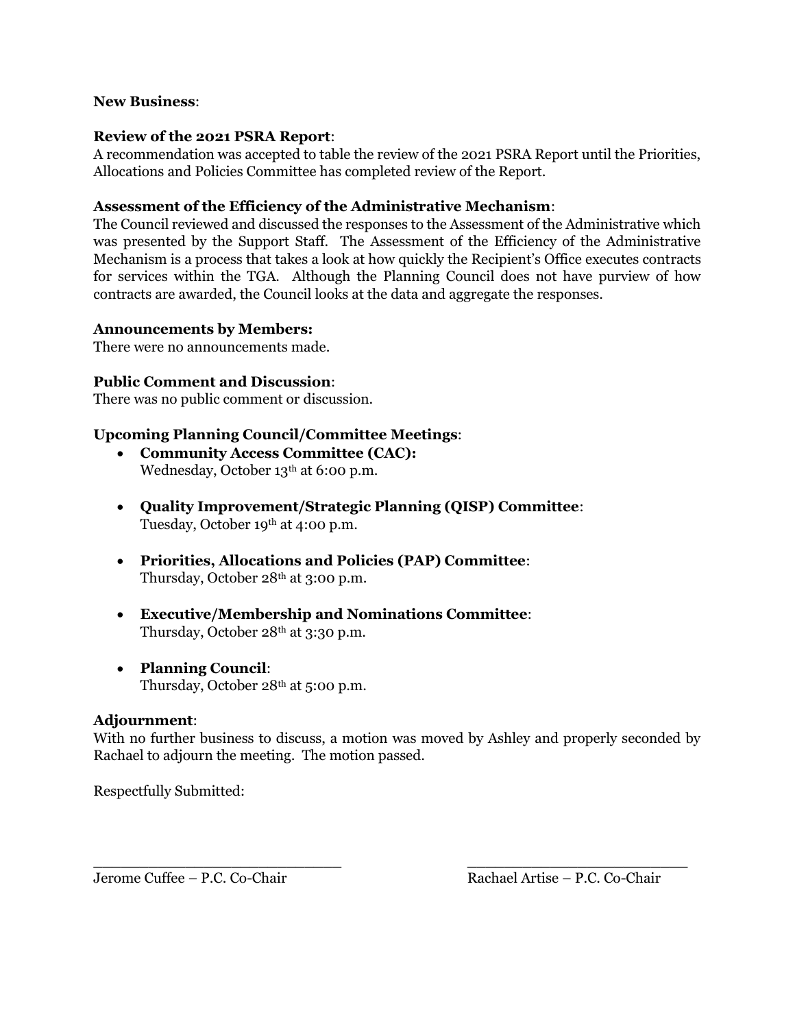**New Business**:

**Review of the 2021 PSRA Report**:
A recommendation was accepted to table the review of the 2021 PSRA Report until the Priorities, Allocations and Policies Committee has completed review of the Report.

**Assessment of the Efficiency of the Administrative Mechanism**:
The Council reviewed and discussed the responses to the Assessment of the Administrative which was presented by the Support Staff. The Assessment of the Efficiency of the Administrative Mechanism is a process that takes a look at how quickly the Recipient's Office executes contracts for services within the TGA. Although the Planning Council does not have purview of how contracts are awarded, the Council looks at the data and aggregate the responses.

**Announcements by Members:**
There were no announcements made.

**Public Comment and Discussion**:
There was no public comment or discussion.

**Upcoming Planning Council/Committee Meetings**:

- **Community Access Committee (CAC):**
  Wednesday, October 13th at 6:00 p.m.

- **Quality Improvement/Strategic Planning (QISP) Committee**:
  Tuesday, October 19th at 4:00 p.m.

- **Priorities, Allocations and Policies (PAP) Committee**:
  Thursday, October 28th at 3:00 p.m.

- **Executive/Membership and Nominations Committee**:
  Thursday, October 28th at 3:30 p.m.

- **Planning Council**:
  Thursday, October 28th at 5:00 p.m.

**Adjournment**:
With no further business to discuss, a motion was moved by Ashley and properly seconded by Rachael to adjourn the meeting. The motion passed.

Respectfully Submitted:

____________________________
Jerome Cuffee – P.C. Co-Chair

____________________________
Rachael Artise – P.C. Co-Chair